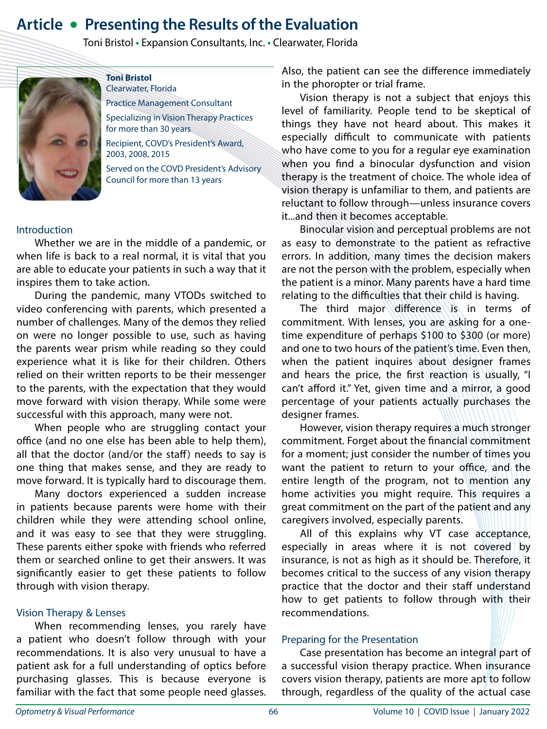# Article • Presenting the Results of the Evaluation

Toni Bristol • Expansion Consultants, Inc. • Clearwater, Florida

**Toni Bristol**
Clearwater, Florida

Practice Management Consultant

Specializing in Vision Therapy Practices for more than 30 years

Recipient, COVD's President's Award, 2003, 2008, 2015

Served on the COVD President's Advisory Council for more than 13 years

## Introduction

Whether we are in the middle of a pandemic, or when life is back to a real normal, it is vital that you are able to educate your patients in such a way that it inspires them to take action.

During the pandemic, many VTODs switched to video conferencing with parents, which presented a number of challenges. Many of the demos they relied on were no longer possible to use, such as having the parents wear prism while reading so they could experience what it is like for their children. Others relied on their written reports to be their messenger to the parents, with the expectation that they would move forward with vision therapy. While some were successful with this approach, many were not.

When people who are struggling contact your office (and no one else has been able to help them), all that the doctor (and/or the staff) needs to say is one thing that makes sense, and they are ready to move forward. It is typically hard to discourage them.

Many doctors experienced a sudden increase in patients because parents were home with their children while they were attending school online, and it was easy to see that they were struggling. These parents either spoke with friends who referred them or searched online to get their answers. It was significantly easier to get these patients to follow through with vision therapy.

## Vision Therapy & Lenses

When recommending lenses, you rarely have a patient who doesn't follow through with your recommendations. It is also very unusual to have a patient ask for a full understanding of optics before purchasing glasses. This is because everyone is familiar with the fact that some people need glasses. Also, the patient can see the difference immediately in the phoropter or trial frame.

Vision therapy is not a subject that enjoys this level of familiarity. People tend to be skeptical of things they have not heard about. This makes it especially difficult to communicate with patients who have come to you for a regular eye examination when you find a binocular dysfunction and vision therapy is the treatment of choice. The whole idea of vision therapy is unfamiliar to them, and patients are reluctant to follow through—unless insurance covers it...and then it becomes acceptable.

Binocular vision and perceptual problems are not as easy to demonstrate to the patient as refractive errors. In addition, many times the decision makers are not the person with the problem, especially when the patient is a minor. Many parents have a hard time relating to the difficulties that their child is having.

The third major difference is in terms of commitment. With lenses, you are asking for a one-time expenditure of perhaps $100 to $300 (or more) and one to two hours of the patient's time. Even then, when the patient inquires about designer frames and hears the price, the first reaction is usually, "I can't afford it." Yet, given time and a mirror, a good percentage of your patients actually purchases the designer frames.

However, vision therapy requires a much stronger commitment. Forget about the financial commitment for a moment; just consider the number of times you want the patient to return to your office, and the entire length of the program, not to mention any home activities you might require. This requires a great commitment on the part of the patient and any caregivers involved, especially parents.

All of this explains why VT case acceptance, especially in areas where it is not covered by insurance, is not as high as it should be. Therefore, it becomes critical to the success of any vision therapy practice that the doctor and their staff understand how to get patients to follow through with their recommendations.

## Preparing for the Presentation

Case presentation has become an integral part of a successful vision therapy practice. When insurance covers vision therapy, patients are more apt to follow through, regardless of the quality of the actual case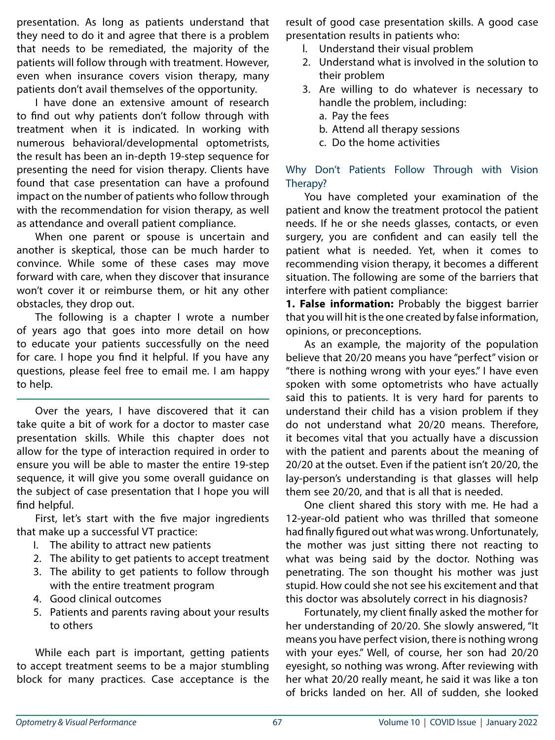presentation. As long as patients understand that they need to do it and agree that there is a problem that needs to be remediated, the majority of the patients will follow through with treatment. However, even when insurance covers vision therapy, many patients don't avail themselves of the opportunity.

I have done an extensive amount of research to find out why patients don't follow through with treatment when it is indicated. In working with numerous behavioral/developmental optometrists, the result has been an in-depth 19-step sequence for presenting the need for vision therapy. Clients have found that case presentation can have a profound impact on the number of patients who follow through with the recommendation for vision therapy, as well as attendance and overall patient compliance.

When one parent or spouse is uncertain and another is skeptical, those can be much harder to convince. While some of these cases may move forward with care, when they discover that insurance won't cover it or reimburse them, or hit any other obstacles, they drop out.

The following is a chapter I wrote a number of years ago that goes into more detail on how to educate your patients successfully on the need for care. I hope you find it helpful. If you have any questions, please feel free to email me. I am happy to help.

---

Over the years, I have discovered that it can take quite a bit of work for a doctor to master case presentation skills. While this chapter does not allow for the type of interaction required in order to ensure you will be able to master the entire 19-step sequence, it will give you some overall guidance on the subject of case presentation that I hope you will find helpful.

First, let's start with the five major ingredients that make up a successful VT practice:

1. The ability to attract new patients
2. The ability to get patients to accept treatment
3. The ability to get patients to follow through with the entire treatment program
4. Good clinical outcomes
5. Patients and parents raving about your results to others

While each part is important, getting patients to accept treatment seems to be a major stumbling block for many practices. Case acceptance is the result of good case presentation skills. A good case presentation results in patients who:

1. Understand their visual problem
2. Understand what is involved in the solution to their problem
3. Are willing to do whatever is necessary to handle the problem, including:
   a. Pay the fees
   b. Attend all therapy sessions
   c. Do the home activities

## Why Don't Patients Follow Through with Vision Therapy?

You have completed your examination of the patient and know the treatment protocol the patient needs. If he or she needs glasses, contacts, or even surgery, you are confident and can easily tell the patient what is needed. Yet, when it comes to recommending vision therapy, it becomes a different situation. The following are some of the barriers that interfere with patient compliance:

**1. False information:** Probably the biggest barrier that you will hit is the one created by false information, opinions, or preconceptions.

As an example, the majority of the population believe that 20/20 means you have "perfect" vision or "there is nothing wrong with your eyes." I have even spoken with some optometrists who have actually said this to patients. It is very hard for parents to understand their child has a vision problem if they do not understand what 20/20 means. Therefore, it becomes vital that you actually have a discussion with the patient and parents about the meaning of 20/20 at the outset. Even if the patient isn't 20/20, the lay-person's understanding is that glasses will help them see 20/20, and that is all that is needed.

One client shared this story with me. He had a 12-year-old patient who was thrilled that someone had finally figured out what was wrong. Unfortunately, the mother was just sitting there not reacting to what was being said by the doctor. Nothing was penetrating. The son thought his mother was just stupid. How could she not see his excitement and that this doctor was absolutely correct in his diagnosis?

Fortunately, my client finally asked the mother for her understanding of 20/20. She slowly answered, "It means you have perfect vision, there is nothing wrong with your eyes." Well, of course, her son had 20/20 eyesight, so nothing was wrong. After reviewing with her what 20/20 really meant, he said it was like a ton of bricks landed on her. All of sudden, she looked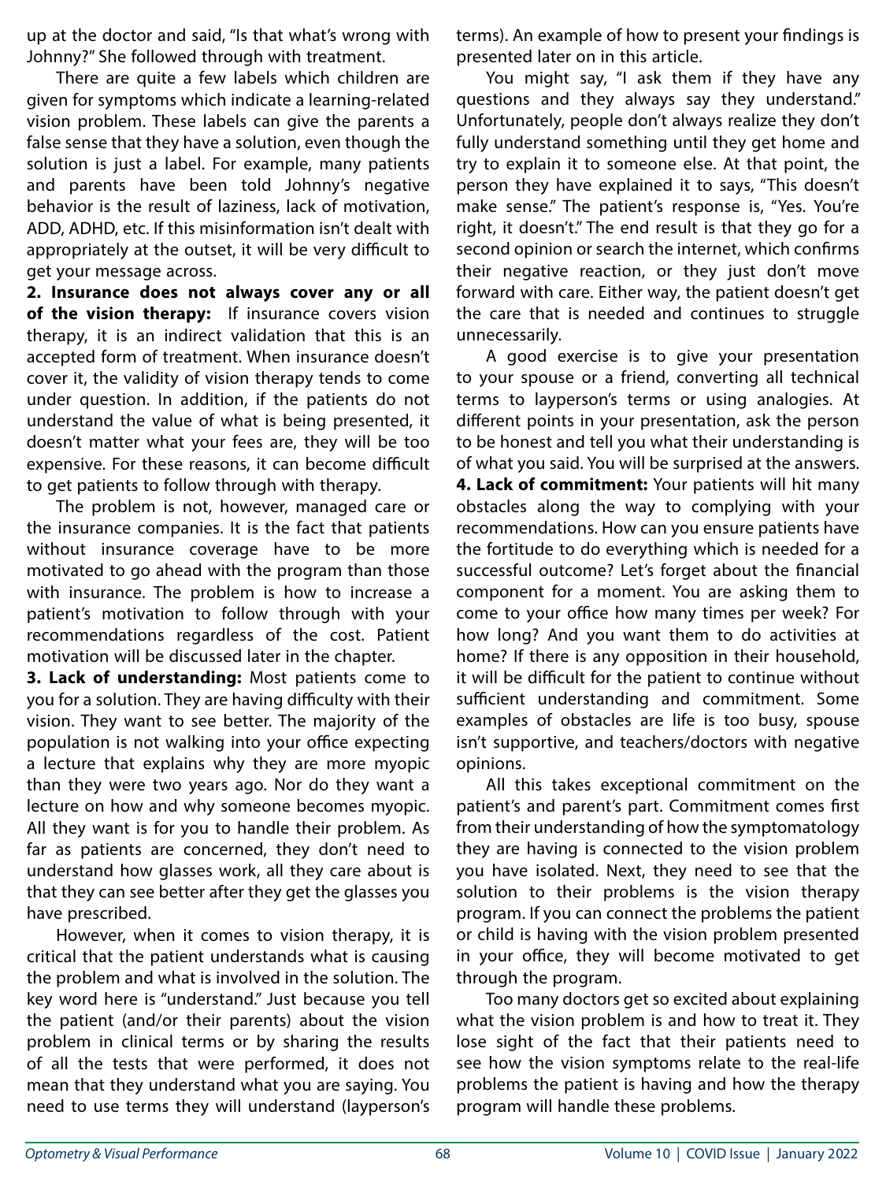up at the doctor and said, "Is that what's wrong with Johnny?" She followed through with treatment.

There are quite a few labels which children are given for symptoms which indicate a learning-related vision problem. These labels can give the parents a false sense that they have a solution, even though the solution is just a label. For example, many patients and parents have been told Johnny's negative behavior is the result of laziness, lack of motivation, ADD, ADHD, etc. If this misinformation isn't dealt with appropriately at the outset, it will be very difficult to get your message across.

**2. Insurance does not always cover any or all of the vision therapy:** If insurance covers vision therapy, it is an indirect validation that this is an accepted form of treatment. When insurance doesn't cover it, the validity of vision therapy tends to come under question. In addition, if the patients do not understand the value of what is being presented, it doesn't matter what your fees are, they will be too expensive. For these reasons, it can become difficult to get patients to follow through with therapy.

The problem is not, however, managed care or the insurance companies. It is the fact that patients without insurance coverage have to be more motivated to go ahead with the program than those with insurance. The problem is how to increase a patient's motivation to follow through with your recommendations regardless of the cost. Patient motivation will be discussed later in the chapter.

**3. Lack of understanding:** Most patients come to you for a solution. They are having difficulty with their vision. They want to see better. The majority of the population is not walking into your office expecting a lecture that explains why they are more myopic than they were two years ago. Nor do they want a lecture on how and why someone becomes myopic. All they want is for you to handle their problem. As far as patients are concerned, they don't need to understand how glasses work, all they care about is that they can see better after they get the glasses you have prescribed.

However, when it comes to vision therapy, it is critical that the patient understands what is causing the problem and what is involved in the solution. The key word here is "understand." Just because you tell the patient (and/or their parents) about the vision problem in clinical terms or by sharing the results of all the tests that were performed, it does not mean that they understand what you are saying. You need to use terms they will understand (layperson's terms). An example of how to present your findings is presented later on in this article.

You might say, "I ask them if they have any questions and they always say they understand." Unfortunately, people don't always realize they don't fully understand something until they get home and try to explain it to someone else. At that point, the person they have explained it to says, "This doesn't make sense." The patient's response is, "Yes. You're right, it doesn't." The end result is that they go for a second opinion or search the internet, which confirms their negative reaction, or they just don't move forward with care. Either way, the patient doesn't get the care that is needed and continues to struggle unnecessarily.

A good exercise is to give your presentation to your spouse or a friend, converting all technical terms to layperson's terms or using analogies. At different points in your presentation, ask the person to be honest and tell you what their understanding is of what you said. You will be surprised at the answers.

**4. Lack of commitment:** Your patients will hit many obstacles along the way to complying with your recommendations. How can you ensure patients have the fortitude to do everything which is needed for a successful outcome? Let's forget about the financial component for a moment. You are asking them to come to your office how many times per week? For how long? And you want them to do activities at home? If there is any opposition in their household, it will be difficult for the patient to continue without sufficient understanding and commitment. Some examples of obstacles are life is too busy, spouse isn't supportive, and teachers/doctors with negative opinions.

All this takes exceptional commitment on the patient's and parent's part. Commitment comes first from their understanding of how the symptomatology they are having is connected to the vision problem you have isolated. Next, they need to see that the solution to their problems is the vision therapy program. If you can connect the problems the patient or child is having with the vision problem presented in your office, they will become motivated to get through the program.

Too many doctors get so excited about explaining what the vision problem is and how to treat it. They lose sight of the fact that their patients need to see how the vision symptoms relate to the real-life problems the patient is having and how the therapy program will handle these problems.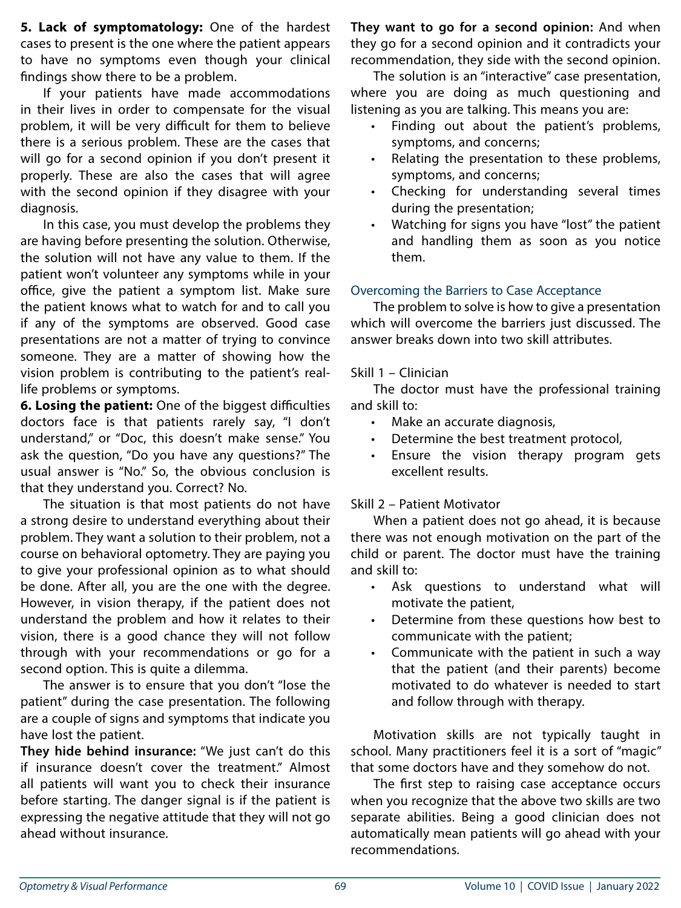**5. Lack of symptomatology:** One of the hardest cases to present is the one where the patient appears to have no symptoms even though your clinical findings show there to be a problem.

If your patients have made accommodations in their lives in order to compensate for the visual problem, it will be very difficult for them to believe there is a serious problem. These are the cases that will go for a second opinion if you don't present it properly. These are also the cases that will agree with the second opinion if they disagree with your diagnosis.

In this case, you must develop the problems they are having before presenting the solution. Otherwise, the solution will not have any value to them. If the patient won't volunteer any symptoms while in your office, give the patient a symptom list. Make sure the patient knows what to watch for and to call you if any of the symptoms are observed. Good case presentations are not a matter of trying to convince someone. They are a matter of showing how the vision problem is contributing to the patient's real-life problems or symptoms.

**6. Losing the patient:** One of the biggest difficulties doctors face is that patients rarely say, "I don't understand," or "Doc, this doesn't make sense." You ask the question, "Do you have any questions?" The usual answer is "No." So, the obvious conclusion is that they understand you. Correct? No.

The situation is that most patients do not have a strong desire to understand everything about their problem. They want a solution to their problem, not a course on behavioral optometry. They are paying you to give your professional opinion as to what should be done. After all, you are the one with the degree. However, in vision therapy, if the patient does not understand the problem and how it relates to their vision, there is a good chance they will not follow through with your recommendations or go for a second option. This is quite a dilemma.

The answer is to ensure that you don't "lose the patient" during the case presentation. The following are a couple of signs and symptoms that indicate you have lost the patient.

**They hide behind insurance:** "We just can't do this if insurance doesn't cover the treatment." Almost all patients will want you to check their insurance before starting. The danger signal is if the patient is expressing the negative attitude that they will not go ahead without insurance.

**They want to go for a second opinion:** And when they go for a second opinion and it contradicts your recommendation, they side with the second opinion.

The solution is an "interactive" case presentation, where you are doing as much questioning and listening as you are talking. This means you are:

- Finding out about the patient's problems, symptoms, and concerns;
- Relating the presentation to these problems, symptoms, and concerns;
- Checking for understanding several times during the presentation;
- Watching for signs you have "lost" the patient and handling them as soon as you notice them.

## Overcoming the Barriers to Case Acceptance

The problem to solve is how to give a presentation which will overcome the barriers just discussed. The answer breaks down into two skill attributes.

### Skill 1 – Clinician

The doctor must have the professional training and skill to:

- Make an accurate diagnosis,
- Determine the best treatment protocol,
- Ensure the vision therapy program gets excellent results.

### Skill 2 – Patient Motivator

When a patient does not go ahead, it is because there was not enough motivation on the part of the child or parent. The doctor must have the training and skill to:

- Ask questions to understand what will motivate the patient,
- Determine from these questions how best to communicate with the patient;
- Communicate with the patient in such a way that the patient (and their parents) become motivated to do whatever is needed to start and follow through with therapy.

Motivation skills are not typically taught in school. Many practitioners feel it is a sort of "magic" that some doctors have and they somehow do not.

The first step to raising case acceptance occurs when you recognize that the above two skills are two separate abilities. Being a good clinician does not automatically mean patients will go ahead with your recommendations.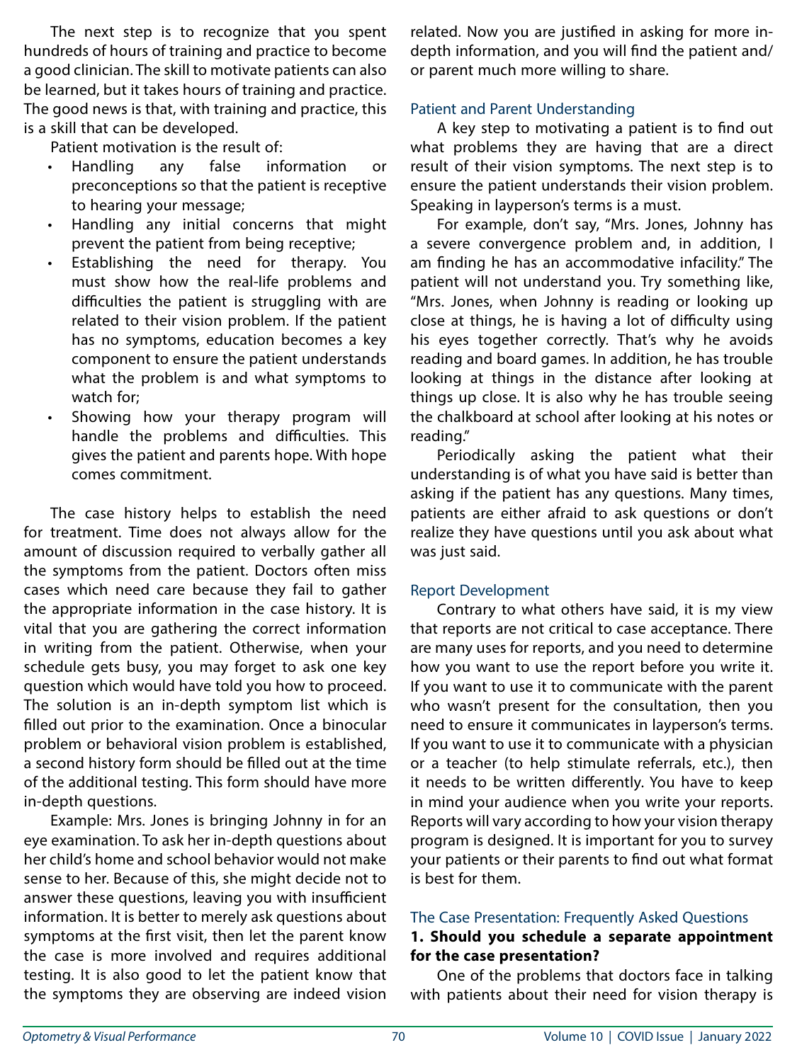The next step is to recognize that you spent hundreds of hours of training and practice to become a good clinician. The skill to motivate patients can also be learned, but it takes hours of training and practice. The good news is that, with training and practice, this is a skill that can be developed.

Patient motivation is the result of:

- Handling any false information or preconceptions so that the patient is receptive to hearing your message;
- Handling any initial concerns that might prevent the patient from being receptive;
- Establishing the need for therapy. You must show how the real-life problems and difficulties the patient is struggling with are related to their vision problem. If the patient has no symptoms, education becomes a key component to ensure the patient understands what the problem is and what symptoms to watch for;
- Showing how your therapy program will handle the problems and difficulties. This gives the patient and parents hope. With hope comes commitment.

The case history helps to establish the need for treatment. Time does not always allow for the amount of discussion required to verbally gather all the symptoms from the patient. Doctors often miss cases which need care because they fail to gather the appropriate information in the case history. It is vital that you are gathering the correct information in writing from the patient. Otherwise, when your schedule gets busy, you may forget to ask one key question which would have told you how to proceed. The solution is an in-depth symptom list which is filled out prior to the examination. Once a binocular problem or behavioral vision problem is established, a second history form should be filled out at the time of the additional testing. This form should have more in-depth questions.

Example: Mrs. Jones is bringing Johnny in for an eye examination. To ask her in-depth questions about her child's home and school behavior would not make sense to her. Because of this, she might decide not to answer these questions, leaving you with insufficient information. It is better to merely ask questions about symptoms at the first visit, then let the parent know the case is more involved and requires additional testing. It is also good to let the patient know that the symptoms they are observing are indeed vision related. Now you are justified in asking for more in-depth information, and you will find the patient and/or parent much more willing to share.

## Patient and Parent Understanding

A key step to motivating a patient is to find out what problems they are having that are a direct result of their vision symptoms. The next step is to ensure the patient understands their vision problem. Speaking in layperson's terms is a must.

For example, don't say, "Mrs. Jones, Johnny has a severe convergence problem and, in addition, I am finding he has an accommodative infacility." The patient will not understand you. Try something like, "Mrs. Jones, when Johnny is reading or looking up close at things, he is having a lot of difficulty using his eyes together correctly. That's why he avoids reading and board games. In addition, he has trouble looking at things in the distance after looking at things up close. It is also why he has trouble seeing the chalkboard at school after looking at his notes or reading."

Periodically asking the patient what their understanding is of what you have said is better than asking if the patient has any questions. Many times, patients are either afraid to ask questions or don't realize they have questions until you ask about what was just said.

## Report Development

Contrary to what others have said, it is my view that reports are not critical to case acceptance. There are many uses for reports, and you need to determine how you want to use the report before you write it. If you want to use it to communicate with the parent who wasn't present for the consultation, then you need to ensure it communicates in layperson's terms. If you want to use it to communicate with a physician or a teacher (to help stimulate referrals, etc.), then it needs to be written differently. You have to keep in mind your audience when you write your reports. Reports will vary according to how your vision therapy program is designed. It is important for you to survey your patients or their parents to find out what format is best for them.

## The Case Presentation: Frequently Asked Questions

**1. Should you schedule a separate appointment for the case presentation?**

One of the problems that doctors face in talking with patients about their need for vision therapy is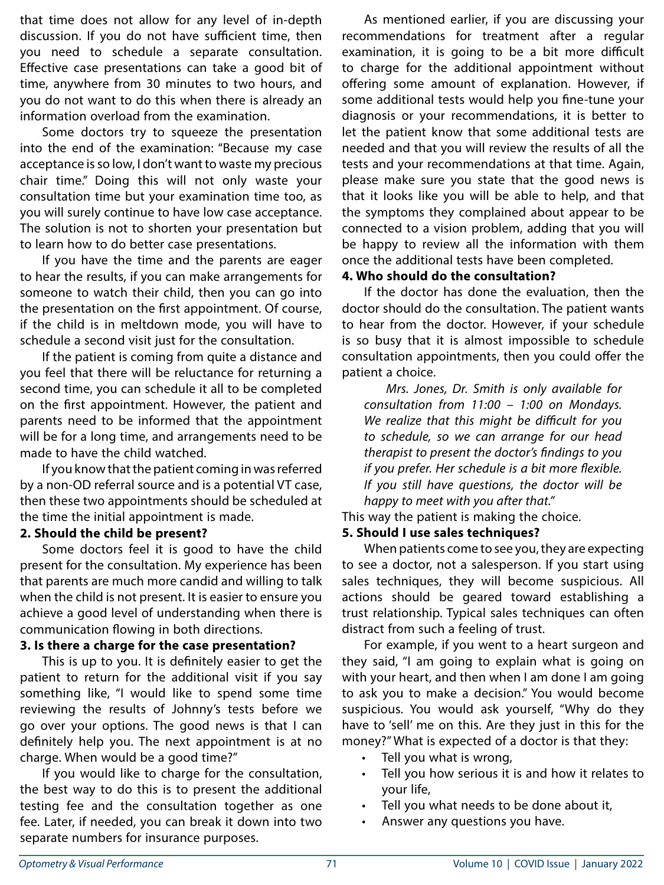that time does not allow for any level of in-depth discussion. If you do not have sufficient time, then you need to schedule a separate consultation. Effective case presentations can take a good bit of time, anywhere from 30 minutes to two hours, and you do not want to do this when there is already an information overload from the examination.

Some doctors try to squeeze the presentation into the end of the examination: "Because my case acceptance is so low, I don't want to waste my precious chair time." Doing this will not only waste your consultation time but your examination time too, as you will surely continue to have low case acceptance. The solution is not to shorten your presentation but to learn how to do better case presentations.

If you have the time and the parents are eager to hear the results, if you can make arrangements for someone to watch their child, then you can go into the presentation on the first appointment. Of course, if the child is in meltdown mode, you will have to schedule a second visit just for the consultation.

If the patient is coming from quite a distance and you feel that there will be reluctance for returning a second time, you can schedule it all to be completed on the first appointment. However, the patient and parents need to be informed that the appointment will be for a long time, and arrangements need to be made to have the child watched.

If you know that the patient coming in was referred by a non-OD referral source and is a potential VT case, then these two appointments should be scheduled at the time the initial appointment is made.

**2. Should the child be present?**

Some doctors feel it is good to have the child present for the consultation. My experience has been that parents are much more candid and willing to talk when the child is not present. It is easier to ensure you achieve a good level of understanding when there is communication flowing in both directions.

**3. Is there a charge for the case presentation?**

This is up to you. It is definitely easier to get the patient to return for the additional visit if you say something like, "I would like to spend some time reviewing the results of Johnny's tests before we go over your options. The good news is that I can definitely help you. The next appointment is at no charge. When would be a good time?"

If you would like to charge for the consultation, the best way to do this is to present the additional testing fee and the consultation together as one fee. Later, if needed, you can break it down into two separate numbers for insurance purposes.

As mentioned earlier, if you are discussing your recommendations for treatment after a regular examination, it is going to be a bit more difficult to charge for the additional appointment without offering some amount of explanation. However, if some additional tests would help you fine-tune your diagnosis or your recommendations, it is better to let the patient know that some additional tests are needed and that you will review the results of all the tests and your recommendations at that time. Again, please make sure you state that the good news is that it looks like you will be able to help, and that the symptoms they complained about appear to be connected to a vision problem, adding that you will be happy to review all the information with them once the additional tests have been completed.

**4. Who should do the consultation?**

If the doctor has done the evaluation, then the doctor should do the consultation. The patient wants to hear from the doctor. However, if your schedule is so busy that it is almost impossible to schedule consultation appointments, then you could offer the patient a choice.

> *Mrs. Jones, Dr. Smith is only available for consultation from 11:00 – 1:00 on Mondays. We realize that this might be difficult for you to schedule, so we can arrange for our head therapist to present the doctor's findings to you if you prefer. Her schedule is a bit more flexible. If you still have questions, the doctor will be happy to meet with you after that."*

This way the patient is making the choice.

**5. Should I use sales techniques?**

When patients come to see you, they are expecting to see a doctor, not a salesperson. If you start using sales techniques, they will become suspicious. All actions should be geared toward establishing a trust relationship. Typical sales techniques can often distract from such a feeling of trust.

For example, if you went to a heart surgeon and they said, "I am going to explain what is going on with your heart, and then when I am done I am going to ask you to make a decision." You would become suspicious. You would ask yourself, "Why do they have to 'sell' me on this. Are they just in this for the money?" What is expected of a doctor is that they:

- Tell you what is wrong,
- Tell you how serious it is and how it relates to your life,
- Tell you what needs to be done about it,
- Answer any questions you have.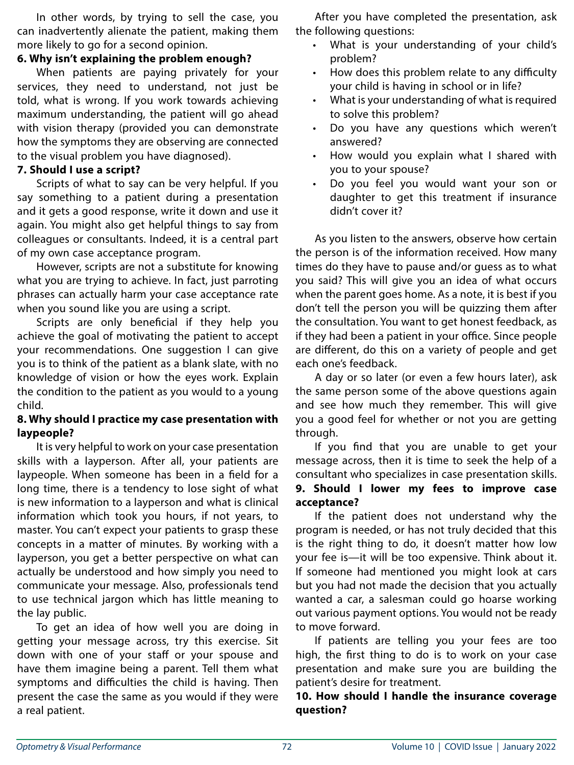In other words, by trying to sell the case, you can inadvertently alienate the patient, making them more likely to go for a second opinion.

**6. Why isn't explaining the problem enough?**

When patients are paying privately for your services, they need to understand, not just be told, what is wrong. If you work towards achieving maximum understanding, the patient will go ahead with vision therapy (provided you can demonstrate how the symptoms they are observing are connected to the visual problem you have diagnosed).

**7. Should I use a script?**

Scripts of what to say can be very helpful. If you say something to a patient during a presentation and it gets a good response, write it down and use it again. You might also get helpful things to say from colleagues or consultants. Indeed, it is a central part of my own case acceptance program.

However, scripts are not a substitute for knowing what you are trying to achieve. In fact, just parroting phrases can actually harm your case acceptance rate when you sound like you are using a script.

Scripts are only beneficial if they help you achieve the goal of motivating the patient to accept your recommendations. One suggestion I can give you is to think of the patient as a blank slate, with no knowledge of vision or how the eyes work. Explain the condition to the patient as you would to a young child.

**8. Why should I practice my case presentation with laypeople?**

It is very helpful to work on your case presentation skills with a layperson. After all, your patients are laypeople. When someone has been in a field for a long time, there is a tendency to lose sight of what is new information to a layperson and what is clinical information which took you hours, if not years, to master. You can't expect your patients to grasp these concepts in a matter of minutes. By working with a layperson, you get a better perspective on what can actually be understood and how simply you need to communicate your message. Also, professionals tend to use technical jargon which has little meaning to the lay public.

To get an idea of how well you are doing in getting your message across, try this exercise. Sit down with one of your staff or your spouse and have them imagine being a parent. Tell them what symptoms and difficulties the child is having. Then present the case the same as you would if they were a real patient.

After you have completed the presentation, ask the following questions:

- What is your understanding of your child's problem?
- How does this problem relate to any difficulty your child is having in school or in life?
- What is your understanding of what is required to solve this problem?
- Do you have any questions which weren't answered?
- How would you explain what I shared with you to your spouse?
- Do you feel you would want your son or daughter to get this treatment if insurance didn't cover it?

As you listen to the answers, observe how certain the person is of the information received. How many times do they have to pause and/or guess as to what you said? This will give you an idea of what occurs when the parent goes home. As a note, it is best if you don't tell the person you will be quizzing them after the consultation. You want to get honest feedback, as if they had been a patient in your office. Since people are different, do this on a variety of people and get each one's feedback.

A day or so later (or even a few hours later), ask the same person some of the above questions again and see how much they remember. This will give you a good feel for whether or not you are getting through.

If you find that you are unable to get your message across, then it is time to seek the help of a consultant who specializes in case presentation skills.

**9. Should I lower my fees to improve case acceptance?**

If the patient does not understand why the program is needed, or has not truly decided that this is the right thing to do, it doesn't matter how low your fee is—it will be too expensive. Think about it. If someone had mentioned you might look at cars but you had not made the decision that you actually wanted a car, a salesman could go hoarse working out various payment options. You would not be ready to move forward.

If patients are telling you your fees are too high, the first thing to do is to work on your case presentation and make sure you are building the patient's desire for treatment.

**10. How should I handle the insurance coverage question?**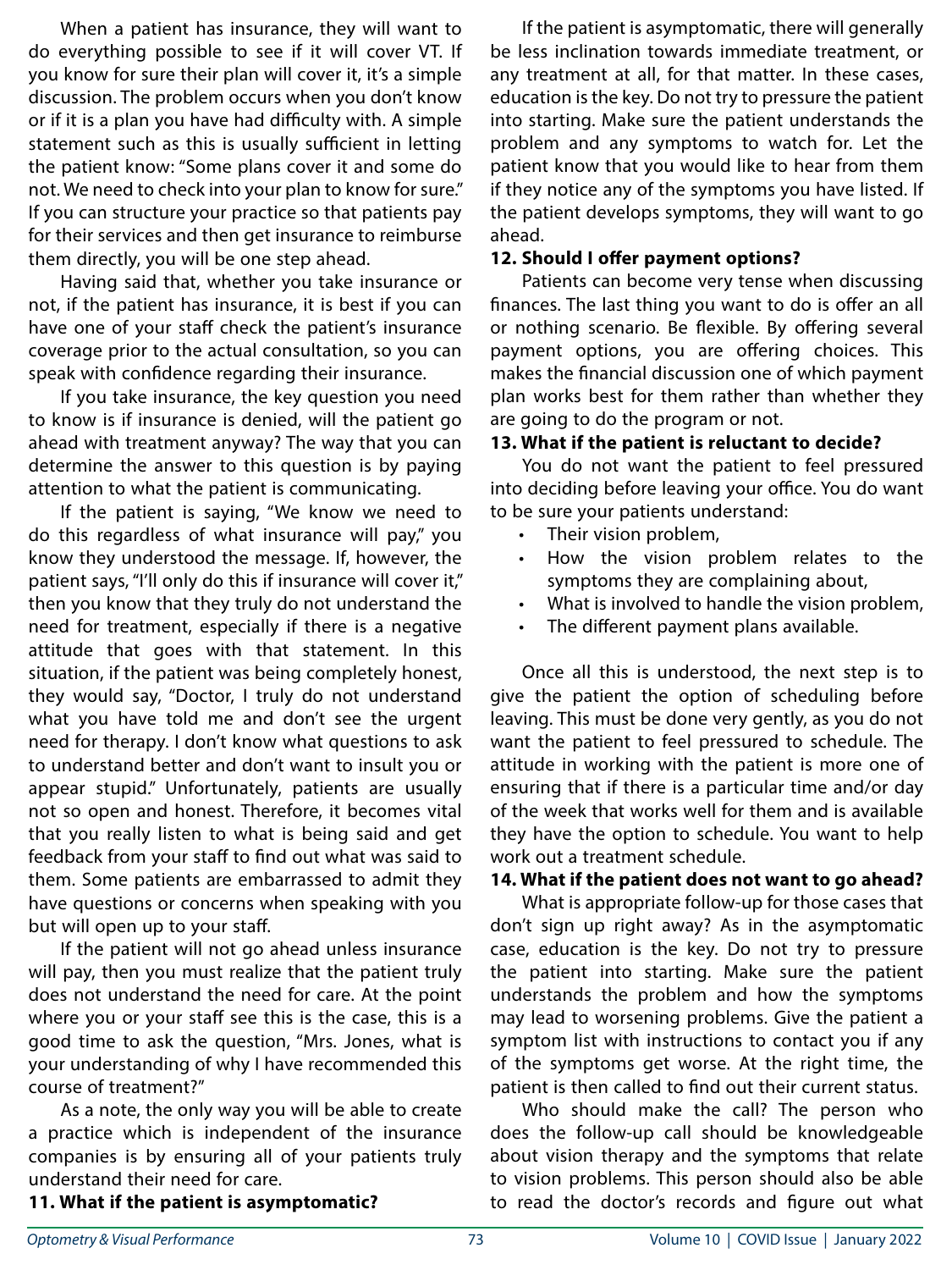When a patient has insurance, they will want to do everything possible to see if it will cover VT. If you know for sure their plan will cover it, it's a simple discussion. The problem occurs when you don't know or if it is a plan you have had difficulty with. A simple statement such as this is usually sufficient in letting the patient know: "Some plans cover it and some do not. We need to check into your plan to know for sure." If you can structure your practice so that patients pay for their services and then get insurance to reimburse them directly, you will be one step ahead.

Having said that, whether you take insurance or not, if the patient has insurance, it is best if you can have one of your staff check the patient's insurance coverage prior to the actual consultation, so you can speak with confidence regarding their insurance.

If you take insurance, the key question you need to know is if insurance is denied, will the patient go ahead with treatment anyway? The way that you can determine the answer to this question is by paying attention to what the patient is communicating.

If the patient is saying, "We know we need to do this regardless of what insurance will pay," you know they understood the message. If, however, the patient says, "I'll only do this if insurance will cover it," then you know that they truly do not understand the need for treatment, especially if there is a negative attitude that goes with that statement. In this situation, if the patient was being completely honest, they would say, "Doctor, I truly do not understand what you have told me and don't see the urgent need for therapy. I don't know what questions to ask to understand better and don't want to insult you or appear stupid." Unfortunately, patients are usually not so open and honest. Therefore, it becomes vital that you really listen to what is being said and get feedback from your staff to find out what was said to them. Some patients are embarrassed to admit they have questions or concerns when speaking with you but will open up to your staff.

If the patient will not go ahead unless insurance will pay, then you must realize that the patient truly does not understand the need for care. At the point where you or your staff see this is the case, this is a good time to ask the question, "Mrs. Jones, what is your understanding of why I have recommended this course of treatment?"

As a note, the only way you will be able to create a practice which is independent of the insurance companies is by ensuring all of your patients truly understand their need for care.

**11. What if the patient is asymptomatic?**

If the patient is asymptomatic, there will generally be less inclination towards immediate treatment, or any treatment at all, for that matter. In these cases, education is the key. Do not try to pressure the patient into starting. Make sure the patient understands the problem and any symptoms to watch for. Let the patient know that you would like to hear from them if they notice any of the symptoms you have listed. If the patient develops symptoms, they will want to go ahead.

**12. Should I offer payment options?**

Patients can become very tense when discussing finances. The last thing you want to do is offer an all or nothing scenario. Be flexible. By offering several payment options, you are offering choices. This makes the financial discussion one of which payment plan works best for them rather than whether they are going to do the program or not.

**13. What if the patient is reluctant to decide?**

You do not want the patient to feel pressured into deciding before leaving your office. You do want to be sure your patients understand:

- Their vision problem,
- How the vision problem relates to the symptoms they are complaining about,
- What is involved to handle the vision problem,
- The different payment plans available.

Once all this is understood, the next step is to give the patient the option of scheduling before leaving. This must be done very gently, as you do not want the patient to feel pressured to schedule. The attitude in working with the patient is more one of ensuring that if there is a particular time and/or day of the week that works well for them and is available they have the option to schedule. You want to help work out a treatment schedule.

**14. What if the patient does not want to go ahead?**

What is appropriate follow-up for those cases that don't sign up right away? As in the asymptomatic case, education is the key. Do not try to pressure the patient into starting. Make sure the patient understands the problem and how the symptoms may lead to worsening problems. Give the patient a symptom list with instructions to contact you if any of the symptoms get worse. At the right time, the patient is then called to find out their current status.

Who should make the call? The person who does the follow-up call should be knowledgeable about vision therapy and the symptoms that relate to vision problems. This person should also be able to read the doctor's records and figure out what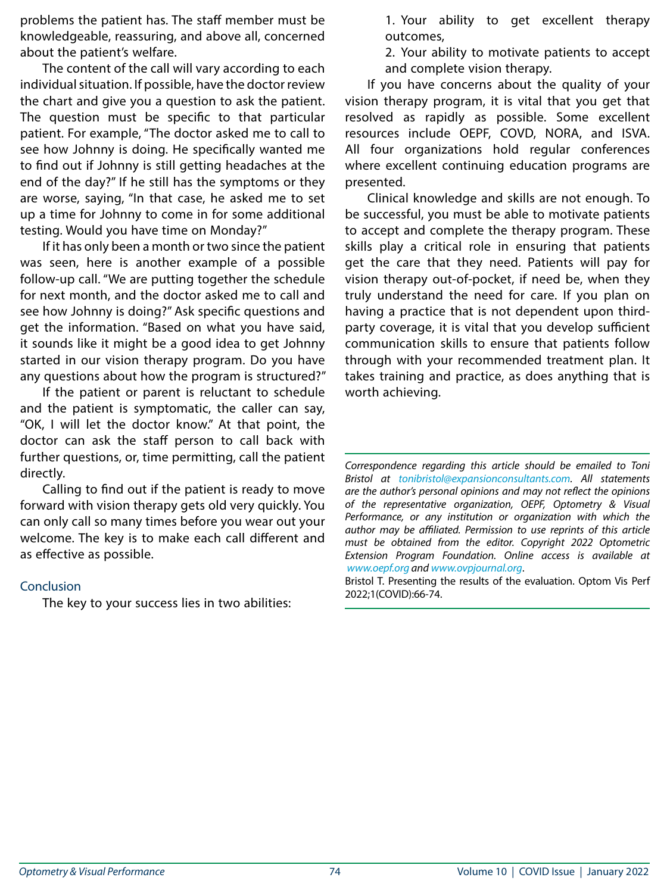problems the patient has. The staff member must be knowledgeable, reassuring, and above all, concerned about the patient's welfare.

The content of the call will vary according to each individual situation. If possible, have the doctor review the chart and give you a question to ask the patient. The question must be specific to that particular patient. For example, "The doctor asked me to call to see how Johnny is doing. He specifically wanted me to find out if Johnny is still getting headaches at the end of the day?" If he still has the symptoms or they are worse, saying, "In that case, he asked me to set up a time for Johnny to come in for some additional testing. Would you have time on Monday?"

If it has only been a month or two since the patient was seen, here is another example of a possible follow-up call. "We are putting together the schedule for next month, and the doctor asked me to call and see how Johnny is doing?" Ask specific questions and get the information. "Based on what you have said, it sounds like it might be a good idea to get Johnny started in our vision therapy program. Do you have any questions about how the program is structured?"

If the patient or parent is reluctant to schedule and the patient is symptomatic, the caller can say, "OK, I will let the doctor know." At that point, the doctor can ask the staff person to call back with further questions, or, time permitting, call the patient directly.

Calling to find out if the patient is ready to move forward with vision therapy gets old very quickly. You can only call so many times before you wear out your welcome. The key is to make each call different and as effective as possible.

## Conclusion

The key to your success lies in two abilities:

1. Your ability to get excellent therapy outcomes,
2. Your ability to motivate patients to accept and complete vision therapy.

If you have concerns about the quality of your vision therapy program, it is vital that you get that resolved as rapidly as possible. Some excellent resources include OEPF, COVD, NORA, and ISVA. All four organizations hold regular conferences where excellent continuing education programs are presented.

Clinical knowledge and skills are not enough. To be successful, you must be able to motivate patients to accept and complete the therapy program. These skills play a critical role in ensuring that patients get the care that they need. Patients will pay for vision therapy out-of-pocket, if need be, when they truly understand the need for care. If you plan on having a practice that is not dependent upon third-party coverage, it is vital that you develop sufficient communication skills to ensure that patients follow through with your recommended treatment plan. It takes training and practice, as does anything that is worth achieving.

---

*Correspondence regarding this article should be emailed to Toni Bristol at tonibristol@expansionconsultants.com. All statements are the author's personal opinions and may not reflect the opinions of the representative organization, OEPF, Optometry & Visual Performance, or any institution or organization with which the author may be affiliated. Permission to use reprints of this article must be obtained from the editor. Copyright 2022 Optometric Extension Program Foundation. Online access is available at www.oepf.org and www.ovpjournal.org.*

Bristol T. Presenting the results of the evaluation. Optom Vis Perf 2022;1(COVID):66-74.